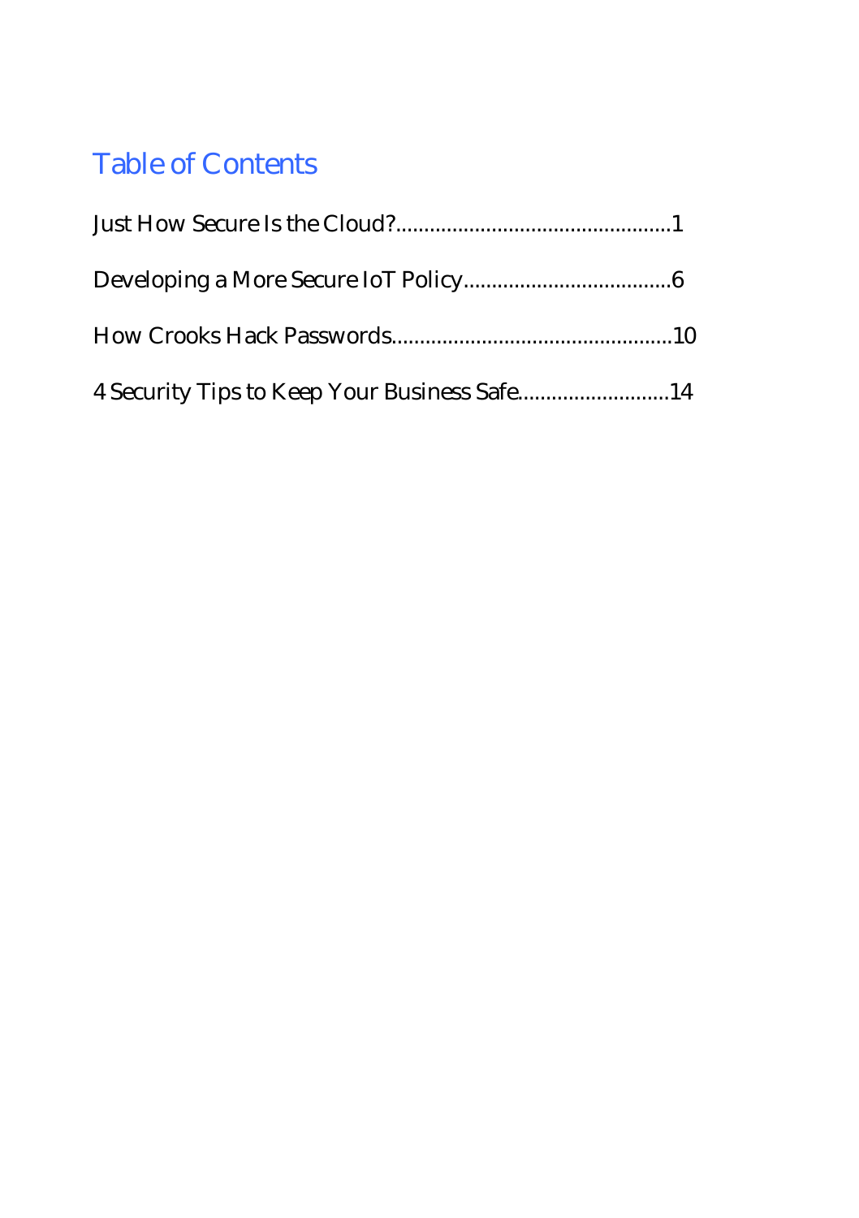# Table of Contents

Just How Secure Is the Cloud?.................................................1

Developing a More Secure IoT Policy.....................................6

How Crooks Hack Passwords..................................................10

4 Security Tips to Keep Your Business Safe...........................14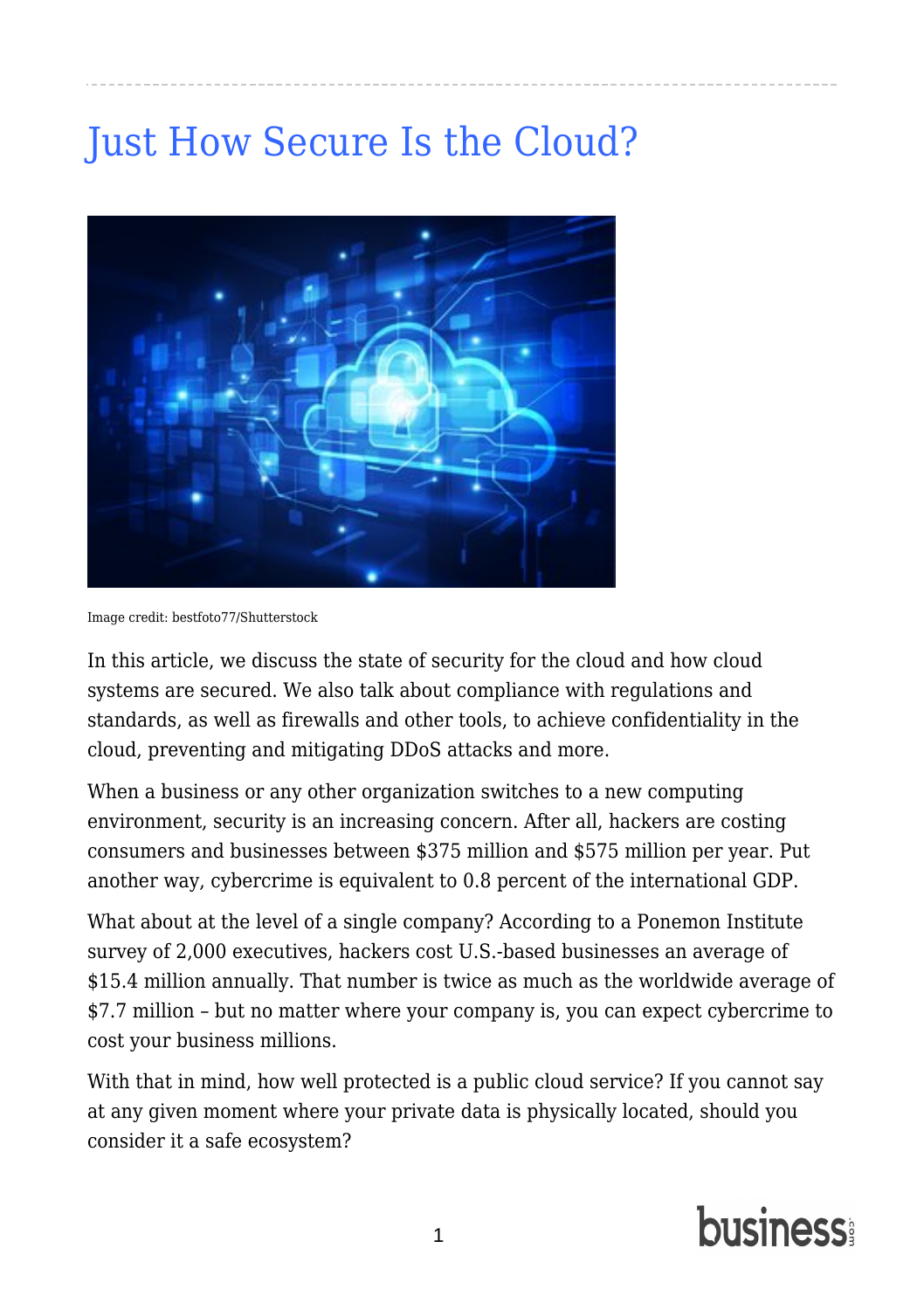# Just How Secure Is the Cloud?

Image credit: bestfoto77/Shutterstock

In this article, we discuss the state of security for the cloud and how cloud systems are secured. We also talk about compliance with regulations and standards, as well as firewalls and other tools, to achieve confidentiality in the cloud, preventing and mitigating DDoS attacks and more.

When a business or any other organization switches to a new computing environment, security is an increasing concern. After all, hackers are costing consumers and businesses between $375 million and $575 million per year. Put another way, cybercrime is equivalent to 0.8 percent of the international GDP.

What about at the level of a single company? According to a Ponemon Institute survey of 2,000 executives, hackers cost U.S.-based businesses an average of $15.4 million annually. That number is twice as much as the worldwide average of $7.7 million – but no matter where your company is, you can expect cybercrime to cost your business millions.

With that in mind, how well protected is a public cloud service? If you cannot say at any given moment where your private data is physically located, should you consider it a safe ecosystem?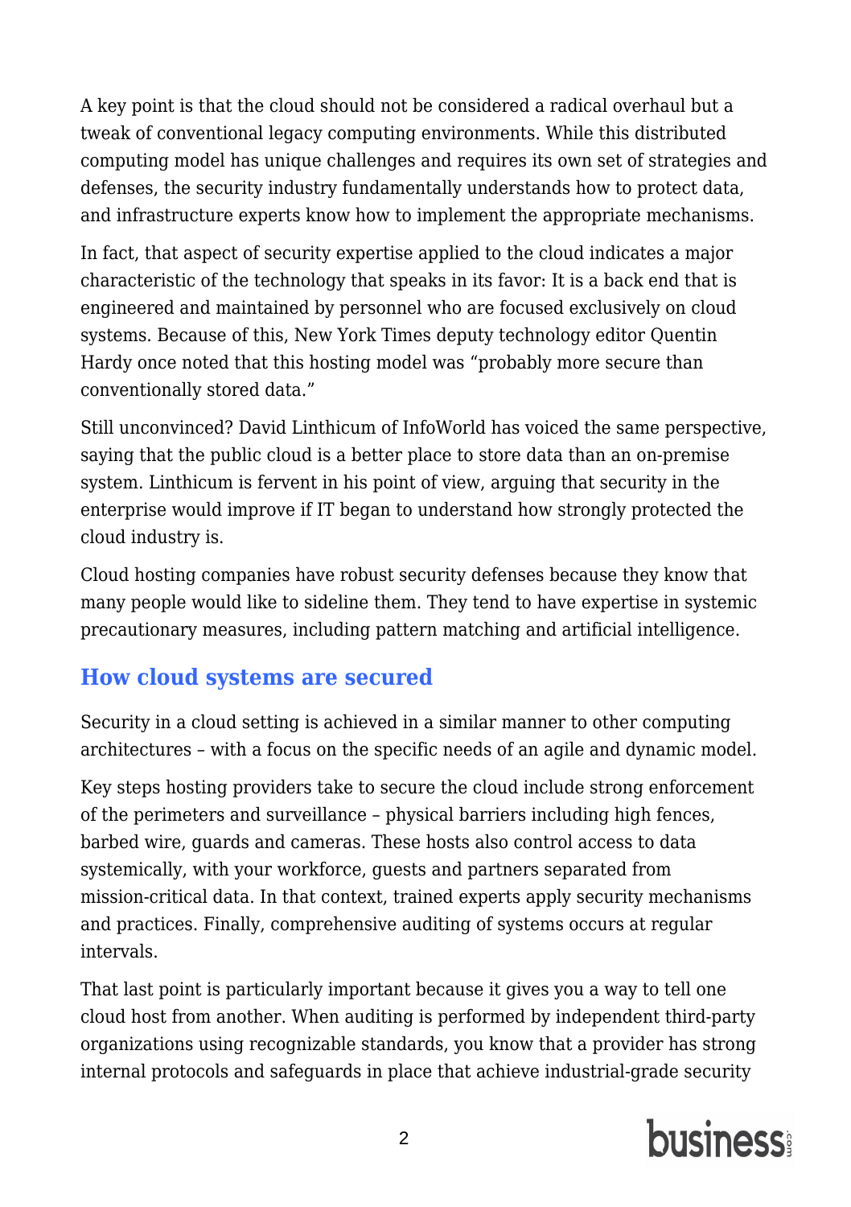A key point is that the cloud should not be considered a radical overhaul but a tweak of conventional legacy computing environments. While this distributed computing model has unique challenges and requires its own set of strategies and defenses, the security industry fundamentally understands how to protect data, and infrastructure experts know how to implement the appropriate mechanisms.

In fact, that aspect of security expertise applied to the cloud indicates a major characteristic of the technology that speaks in its favor: It is a back end that is engineered and maintained by personnel who are focused exclusively on cloud systems. Because of this, New York Times deputy technology editor Quentin Hardy once noted that this hosting model was "probably more secure than conventionally stored data."

Still unconvinced? David Linthicum of InfoWorld has voiced the same perspective, saying that the public cloud is a better place to store data than an on-premise system. Linthicum is fervent in his point of view, arguing that security in the enterprise would improve if IT began to understand how strongly protected the cloud industry is.

Cloud hosting companies have robust security defenses because they know that many people would like to sideline them. They tend to have expertise in systemic precautionary measures, including pattern matching and artificial intelligence.

## How cloud systems are secured

Security in a cloud setting is achieved in a similar manner to other computing architectures – with a focus on the specific needs of an agile and dynamic model.

Key steps hosting providers take to secure the cloud include strong enforcement of the perimeters and surveillance – physical barriers including high fences, barbed wire, guards and cameras. These hosts also control access to data systemically, with your workforce, guests and partners separated from mission-critical data. In that context, trained experts apply security mechanisms and practices. Finally, comprehensive auditing of systems occurs at regular intervals.

That last point is particularly important because it gives you a way to tell one cloud host from another. When auditing is performed by independent third-party organizations using recognizable standards, you know that a provider has strong internal protocols and safeguards in place that achieve industrial-grade security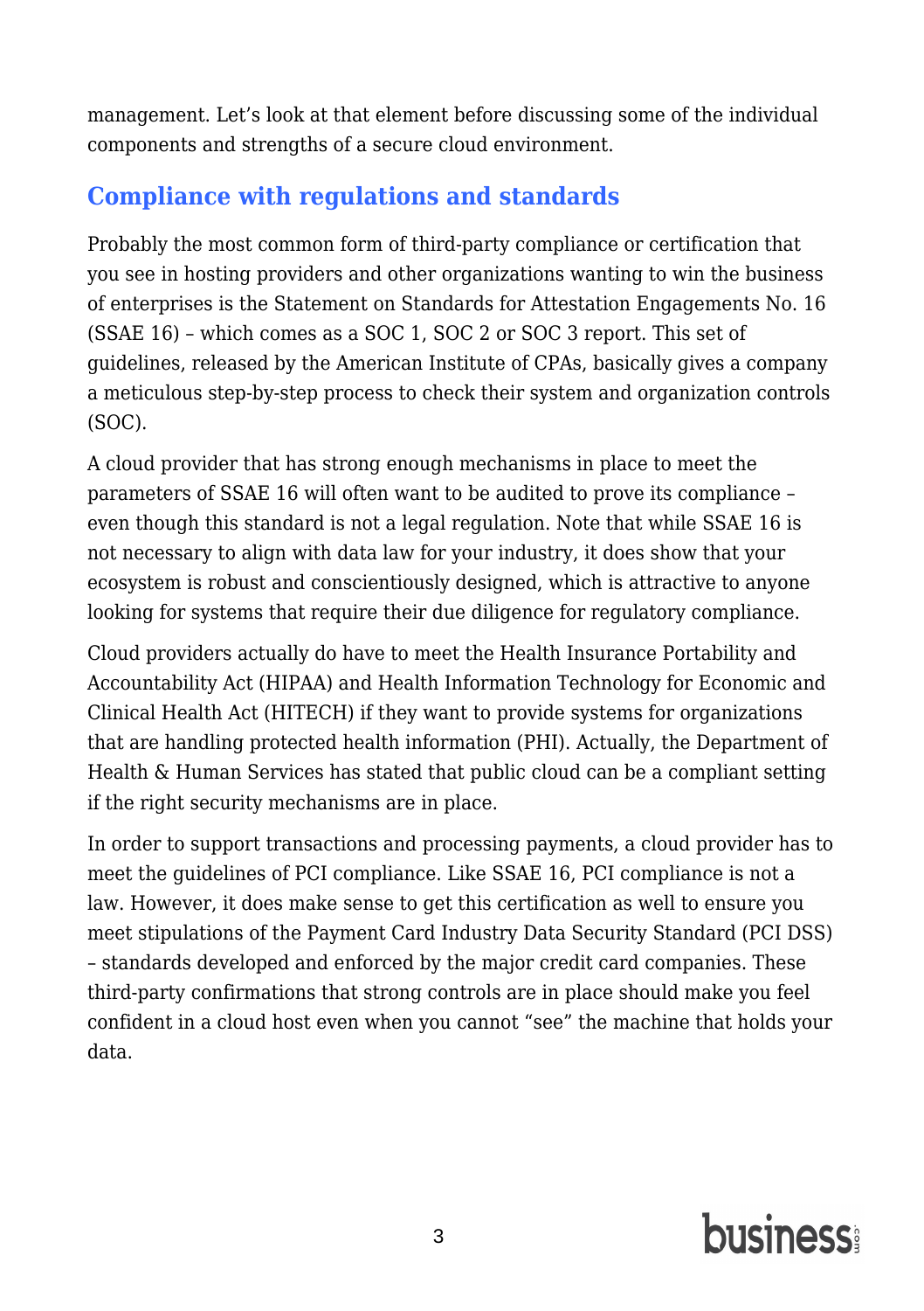management. Let's look at that element before discussing some of the individual components and strengths of a secure cloud environment.

## Compliance with regulations and standards

Probably the most common form of third-party compliance or certification that you see in hosting providers and other organizations wanting to win the business of enterprises is the Statement on Standards for Attestation Engagements No. 16 (SSAE 16) – which comes as a SOC 1, SOC 2 or SOC 3 report. This set of guidelines, released by the American Institute of CPAs, basically gives a company a meticulous step-by-step process to check their system and organization controls (SOC).

A cloud provider that has strong enough mechanisms in place to meet the parameters of SSAE 16 will often want to be audited to prove its compliance – even though this standard is not a legal regulation. Note that while SSAE 16 is not necessary to align with data law for your industry, it does show that your ecosystem is robust and conscientiously designed, which is attractive to anyone looking for systems that require their due diligence for regulatory compliance.

Cloud providers actually do have to meet the Health Insurance Portability and Accountability Act (HIPAA) and Health Information Technology for Economic and Clinical Health Act (HITECH) if they want to provide systems for organizations that are handling protected health information (PHI). Actually, the Department of Health & Human Services has stated that public cloud can be a compliant setting if the right security mechanisms are in place.

In order to support transactions and processing payments, a cloud provider has to meet the guidelines of PCI compliance. Like SSAE 16, PCI compliance is not a law. However, it does make sense to get this certification as well to ensure you meet stipulations of the Payment Card Industry Data Security Standard (PCI DSS) – standards developed and enforced by the major credit card companies. These third-party confirmations that strong controls are in place should make you feel confident in a cloud host even when you cannot "see" the machine that holds your data.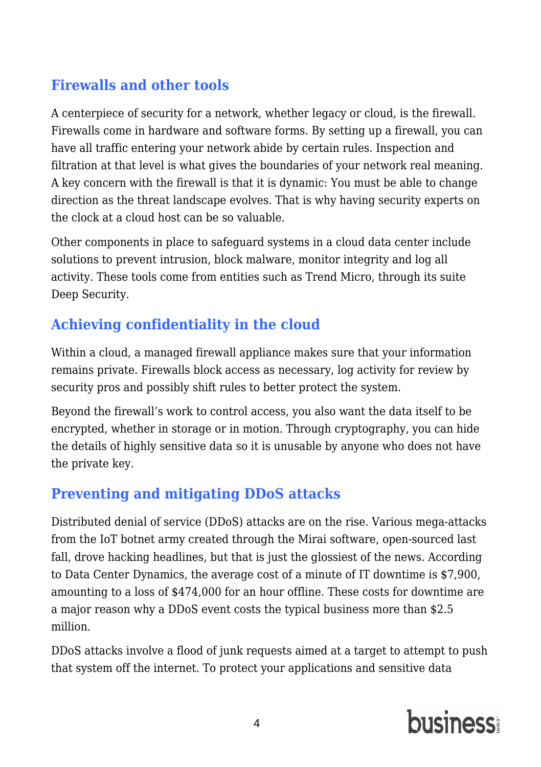## Firewalls and other tools

A centerpiece of security for a network, whether legacy or cloud, is the firewall. Firewalls come in hardware and software forms. By setting up a firewall, you can have all traffic entering your network abide by certain rules. Inspection and filtration at that level is what gives the boundaries of your network real meaning. A key concern with the firewall is that it is dynamic: You must be able to change direction as the threat landscape evolves. That is why having security experts on the clock at a cloud host can be so valuable.

Other components in place to safeguard systems in a cloud data center include solutions to prevent intrusion, block malware, monitor integrity and log all activity. These tools come from entities such as Trend Micro, through its suite Deep Security.

## Achieving confidentiality in the cloud

Within a cloud, a managed firewall appliance makes sure that your information remains private. Firewalls block access as necessary, log activity for review by security pros and possibly shift rules to better protect the system.

Beyond the firewall's work to control access, you also want the data itself to be encrypted, whether in storage or in motion. Through cryptography, you can hide the details of highly sensitive data so it is unusable by anyone who does not have the private key.

## Preventing and mitigating DDoS attacks

Distributed denial of service (DDoS) attacks are on the rise. Various mega-attacks from the IoT botnet army created through the Mirai software, open-sourced last fall, drove hacking headlines, but that is just the glossiest of the news. According to Data Center Dynamics, the average cost of a minute of IT downtime is $7,900, amounting to a loss of $474,000 for an hour offline. These costs for downtime are a major reason why a DDoS event costs the typical business more than $2.5 million.

DDoS attacks involve a flood of junk requests aimed at a target to attempt to push that system off the internet. To protect your applications and sensitive data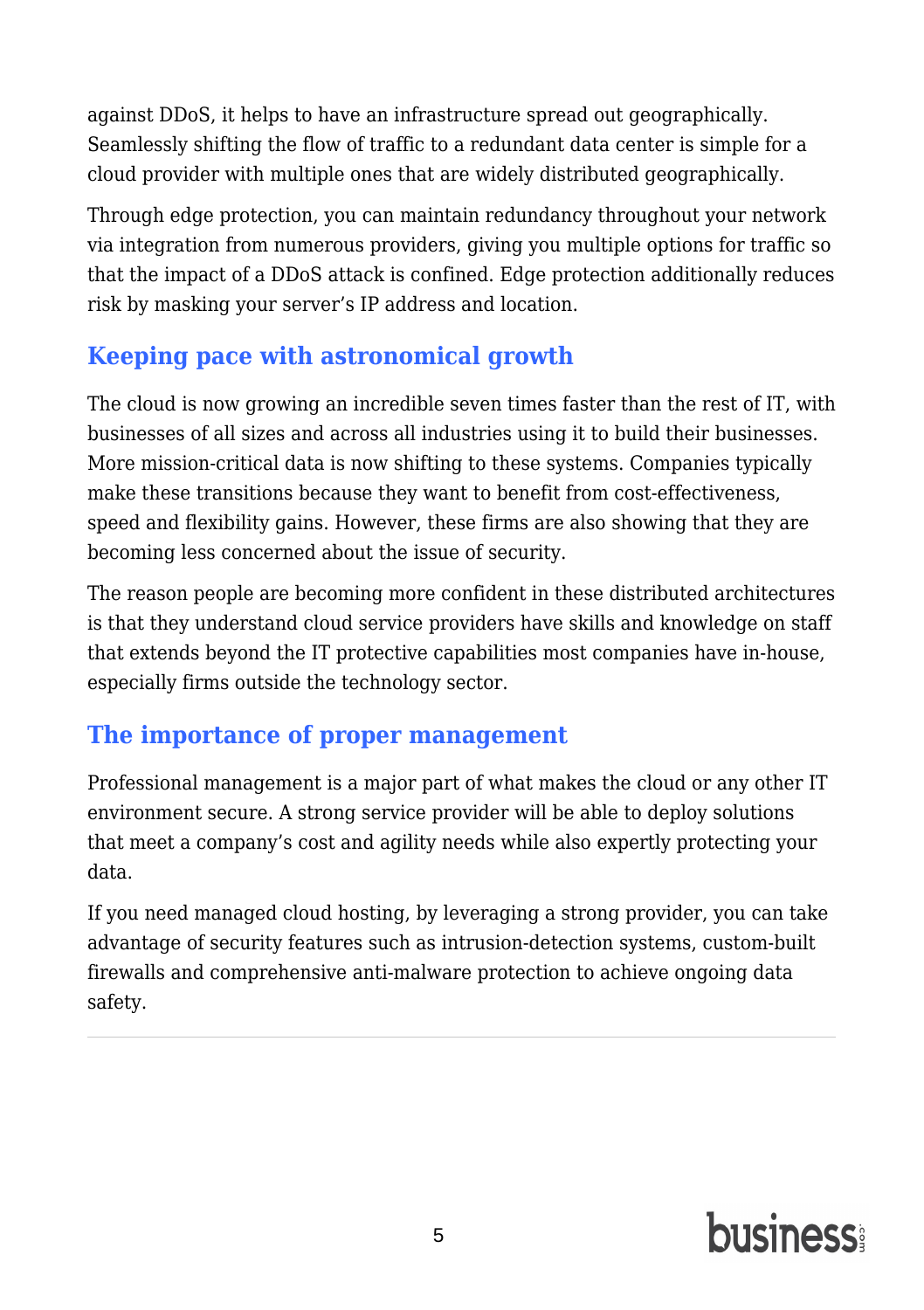against DDoS, it helps to have an infrastructure spread out geographically. Seamlessly shifting the flow of traffic to a redundant data center is simple for a cloud provider with multiple ones that are widely distributed geographically.

Through edge protection, you can maintain redundancy throughout your network via integration from numerous providers, giving you multiple options for traffic so that the impact of a DDoS attack is confined. Edge protection additionally reduces risk by masking your server's IP address and location.

## Keeping pace with astronomical growth

The cloud is now growing an incredible seven times faster than the rest of IT, with businesses of all sizes and across all industries using it to build their businesses. More mission-critical data is now shifting to these systems. Companies typically make these transitions because they want to benefit from cost-effectiveness, speed and flexibility gains. However, these firms are also showing that they are becoming less concerned about the issue of security.

The reason people are becoming more confident in these distributed architectures is that they understand cloud service providers have skills and knowledge on staff that extends beyond the IT protective capabilities most companies have in-house, especially firms outside the technology sector.

## The importance of proper management

Professional management is a major part of what makes the cloud or any other IT environment secure. A strong service provider will be able to deploy solutions that meet a company's cost and agility needs while also expertly protecting your data.

If you need managed cloud hosting, by leveraging a strong provider, you can take advantage of security features such as intrusion-detection systems, custom-built firewalls and comprehensive anti-malware protection to achieve ongoing data safety.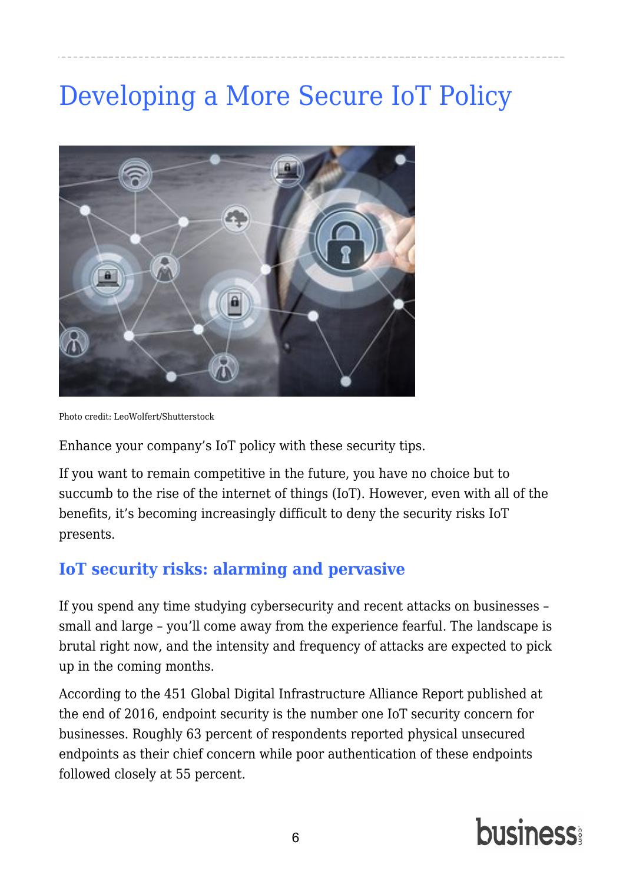# Developing a More Secure IoT Policy

Photo credit: LeoWolfert/Shutterstock

Enhance your company's IoT policy with these security tips.

If you want to remain competitive in the future, you have no choice but to succumb to the rise of the internet of things (IoT). However, even with all of the benefits, it's becoming increasingly difficult to deny the security risks IoT presents.

## IoT security risks: alarming and pervasive

If you spend any time studying cybersecurity and recent attacks on businesses – small and large – you'll come away from the experience fearful. The landscape is brutal right now, and the intensity and frequency of attacks are expected to pick up in the coming months.

According to the 451 Global Digital Infrastructure Alliance Report published at the end of 2016, endpoint security is the number one IoT security concern for businesses. Roughly 63 percent of respondents reported physical unsecured endpoints as their chief concern while poor authentication of these endpoints followed closely at 55 percent.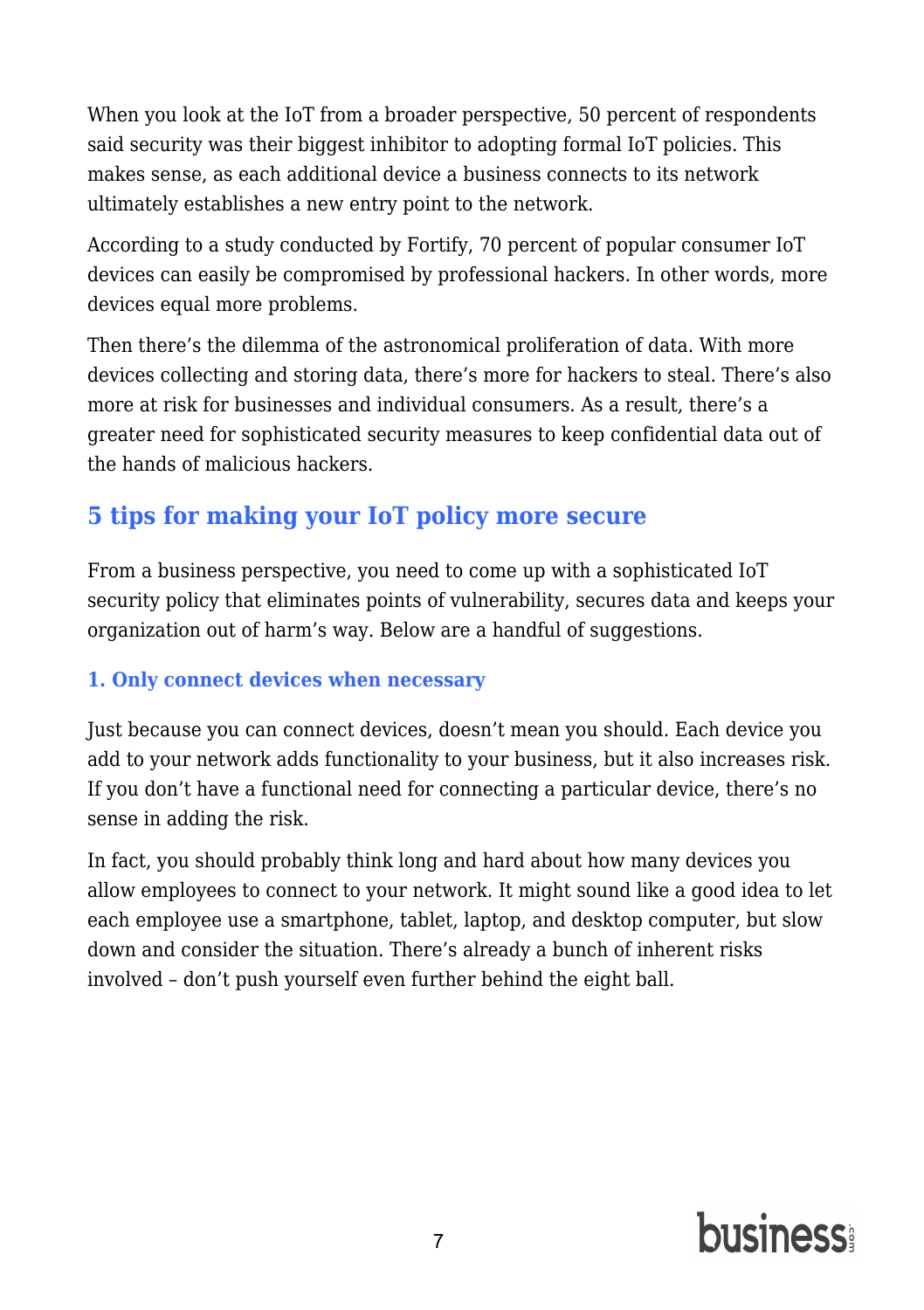When you look at the IoT from a broader perspective, 50 percent of respondents said security was their biggest inhibitor to adopting formal IoT policies. This makes sense, as each additional device a business connects to its network ultimately establishes a new entry point to the network.

According to a study conducted by Fortify, 70 percent of popular consumer IoT devices can easily be compromised by professional hackers. In other words, more devices equal more problems.

Then there's the dilemma of the astronomical proliferation of data. With more devices collecting and storing data, there's more for hackers to steal. There's also more at risk for businesses and individual consumers. As a result, there's a greater need for sophisticated security measures to keep confidential data out of the hands of malicious hackers.

## 5 tips for making your IoT policy more secure

From a business perspective, you need to come up with a sophisticated IoT security policy that eliminates points of vulnerability, secures data and keeps your organization out of harm's way. Below are a handful of suggestions.

### 1. Only connect devices when necessary

Just because you can connect devices, doesn't mean you should. Each device you add to your network adds functionality to your business, but it also increases risk. If you don't have a functional need for connecting a particular device, there's no sense in adding the risk.

In fact, you should probably think long and hard about how many devices you allow employees to connect to your network. It might sound like a good idea to let each employee use a smartphone, tablet, laptop, and desktop computer, but slow down and consider the situation. There's already a bunch of inherent risks involved – don't push yourself even further behind the eight ball.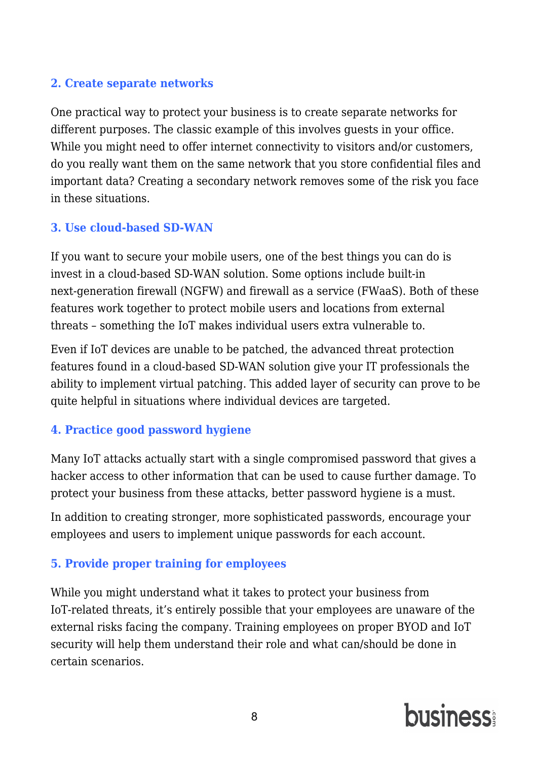### 2. Create separate networks

One practical way to protect your business is to create separate networks for different purposes. The classic example of this involves guests in your office. While you might need to offer internet connectivity to visitors and/or customers, do you really want them on the same network that you store confidential files and important data? Creating a secondary network removes some of the risk you face in these situations.

### 3. Use cloud-based SD-WAN

If you want to secure your mobile users, one of the best things you can do is invest in a cloud-based SD-WAN solution. Some options include built-in next-generation firewall (NGFW) and firewall as a service (FWaaS). Both of these features work together to protect mobile users and locations from external threats – something the IoT makes individual users extra vulnerable to.

Even if IoT devices are unable to be patched, the advanced threat protection features found in a cloud-based SD-WAN solution give your IT professionals the ability to implement virtual patching. This added layer of security can prove to be quite helpful in situations where individual devices are targeted.

### 4. Practice good password hygiene

Many IoT attacks actually start with a single compromised password that gives a hacker access to other information that can be used to cause further damage. To protect your business from these attacks, better password hygiene is a must.

In addition to creating stronger, more sophisticated passwords, encourage your employees and users to implement unique passwords for each account.

### 5. Provide proper training for employees

While you might understand what it takes to protect your business from IoT-related threats, it's entirely possible that your employees are unaware of the external risks facing the company. Training employees on proper BYOD and IoT security will help them understand their role and what can/should be done in certain scenarios.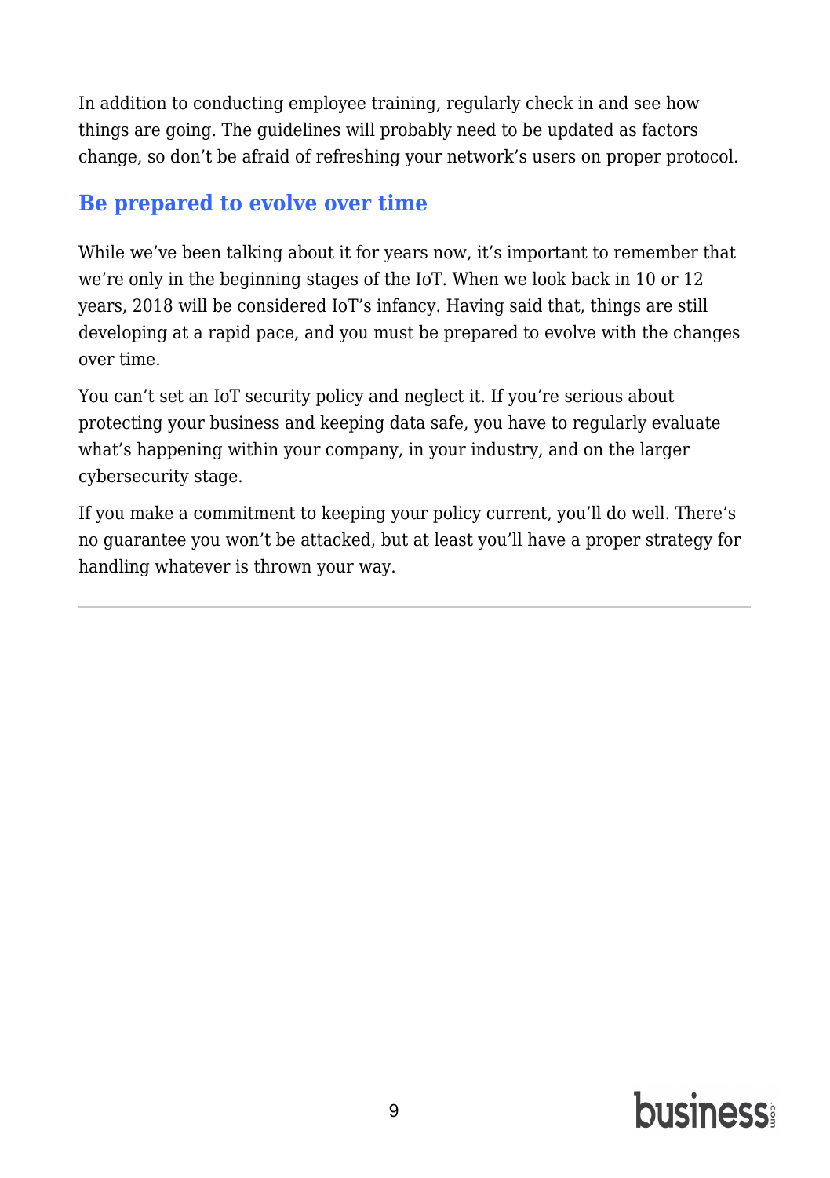In addition to conducting employee training, regularly check in and see how things are going. The guidelines will probably need to be updated as factors change, so don't be afraid of refreshing your network's users on proper protocol.

## Be prepared to evolve over time

While we've been talking about it for years now, it's important to remember that we're only in the beginning stages of the IoT. When we look back in 10 or 12 years, 2018 will be considered IoT's infancy. Having said that, things are still developing at a rapid pace, and you must be prepared to evolve with the changes over time.

You can't set an IoT security policy and neglect it. If you're serious about protecting your business and keeping data safe, you have to regularly evaluate what's happening within your company, in your industry, and on the larger cybersecurity stage.

If you make a commitment to keeping your policy current, you'll do well. There's no guarantee you won't be attacked, but at least you'll have a proper strategy for handling whatever is thrown your way.

---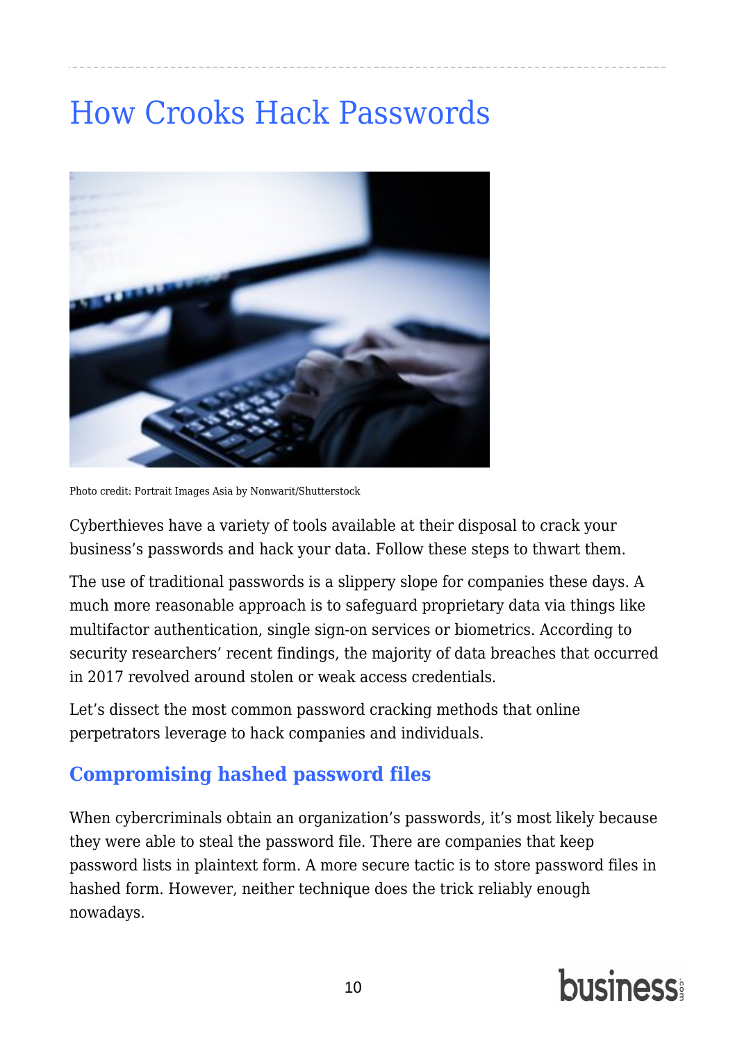# How Crooks Hack Passwords

Photo credit: Portrait Images Asia by Nonwarit/Shutterstock

Cyberthieves have a variety of tools available at their disposal to crack your business's passwords and hack your data. Follow these steps to thwart them.

The use of traditional passwords is a slippery slope for companies these days. A much more reasonable approach is to safeguard proprietary data via things like multifactor authentication, single sign-on services or biometrics. According to security researchers' recent findings, the majority of data breaches that occurred in 2017 revolved around stolen or weak access credentials.

Let's dissect the most common password cracking methods that online perpetrators leverage to hack companies and individuals.

## Compromising hashed password files

When cybercriminals obtain an organization's passwords, it's most likely because they were able to steal the password file. There are companies that keep password lists in plaintext form. A more secure tactic is to store password files in hashed form. However, neither technique does the trick reliably enough nowadays.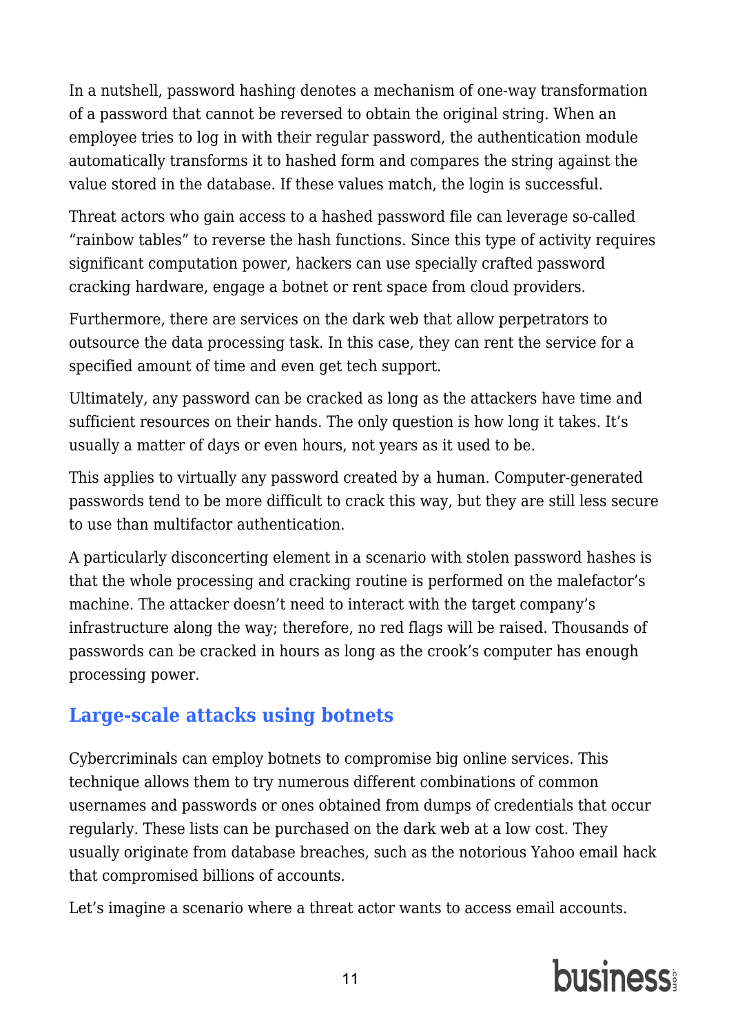In a nutshell, password hashing denotes a mechanism of one-way transformation of a password that cannot be reversed to obtain the original string. When an employee tries to log in with their regular password, the authentication module automatically transforms it to hashed form and compares the string against the value stored in the database. If these values match, the login is successful.

Threat actors who gain access to a hashed password file can leverage so-called “rainbow tables” to reverse the hash functions. Since this type of activity requires significant computation power, hackers can use specially crafted password cracking hardware, engage a botnet or rent space from cloud providers.

Furthermore, there are services on the dark web that allow perpetrators to outsource the data processing task. In this case, they can rent the service for a specified amount of time and even get tech support.

Ultimately, any password can be cracked as long as the attackers have time and sufficient resources on their hands. The only question is how long it takes. It’s usually a matter of days or even hours, not years as it used to be.

This applies to virtually any password created by a human. Computer-generated passwords tend to be more difficult to crack this way, but they are still less secure to use than multifactor authentication.

A particularly disconcerting element in a scenario with stolen password hashes is that the whole processing and cracking routine is performed on the malefactor’s machine. The attacker doesn’t need to interact with the target company’s infrastructure along the way; therefore, no red flags will be raised. Thousands of passwords can be cracked in hours as long as the crook’s computer has enough processing power.

## Large-scale attacks using botnets

Cybercriminals can employ botnets to compromise big online services. This technique allows them to try numerous different combinations of common usernames and passwords or ones obtained from dumps of credentials that occur regularly. These lists can be purchased on the dark web at a low cost. They usually originate from database breaches, such as the notorious Yahoo email hack that compromised billions of accounts.

Let’s imagine a scenario where a threat actor wants to access email accounts.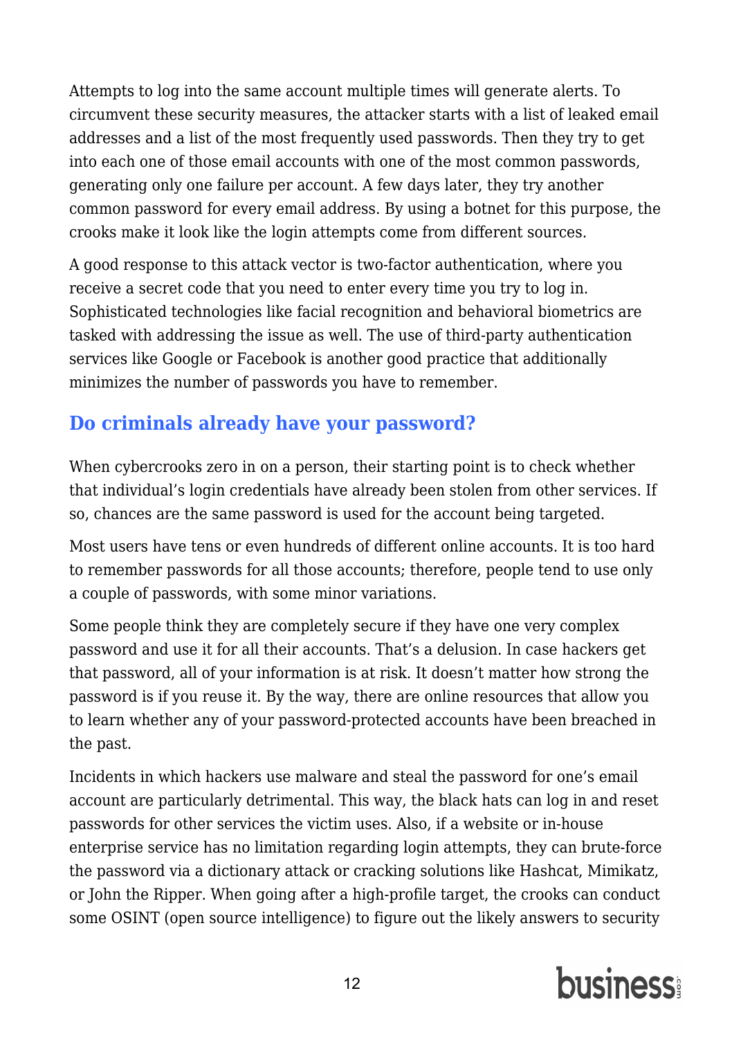Attempts to log into the same account multiple times will generate alerts. To circumvent these security measures, the attacker starts with a list of leaked email addresses and a list of the most frequently used passwords. Then they try to get into each one of those email accounts with one of the most common passwords, generating only one failure per account. A few days later, they try another common password for every email address. By using a botnet for this purpose, the crooks make it look like the login attempts come from different sources.

A good response to this attack vector is two-factor authentication, where you receive a secret code that you need to enter every time you try to log in. Sophisticated technologies like facial recognition and behavioral biometrics are tasked with addressing the issue as well. The use of third-party authentication services like Google or Facebook is another good practice that additionally minimizes the number of passwords you have to remember.

## Do criminals already have your password?

When cybercrooks zero in on a person, their starting point is to check whether that individual's login credentials have already been stolen from other services. If so, chances are the same password is used for the account being targeted.

Most users have tens or even hundreds of different online accounts. It is too hard to remember passwords for all those accounts; therefore, people tend to use only a couple of passwords, with some minor variations.

Some people think they are completely secure if they have one very complex password and use it for all their accounts. That's a delusion. In case hackers get that password, all of your information is at risk. It doesn't matter how strong the password is if you reuse it. By the way, there are online resources that allow you to learn whether any of your password-protected accounts have been breached in the past.

Incidents in which hackers use malware and steal the password for one's email account are particularly detrimental. This way, the black hats can log in and reset passwords for other services the victim uses. Also, if a website or in-house enterprise service has no limitation regarding login attempts, they can brute-force the password via a dictionary attack or cracking solutions like Hashcat, Mimikatz, or John the Ripper. When going after a high-profile target, the crooks can conduct some OSINT (open source intelligence) to figure out the likely answers to security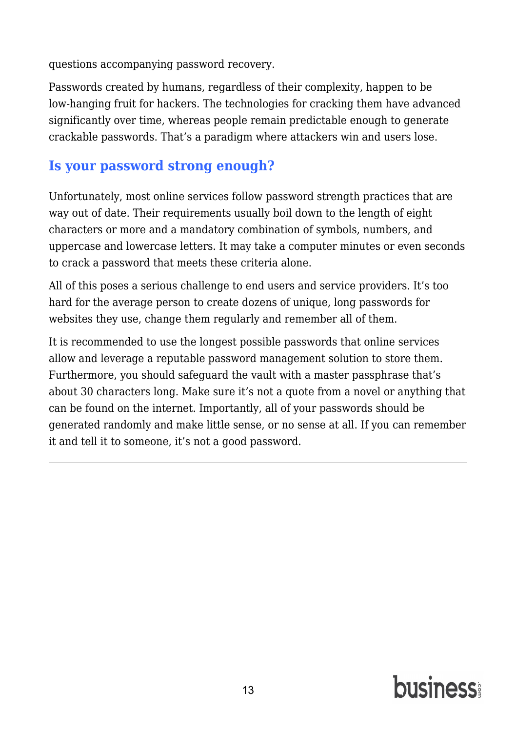questions accompanying password recovery.

Passwords created by humans, regardless of their complexity, happen to be low-hanging fruit for hackers. The technologies for cracking them have advanced significantly over time, whereas people remain predictable enough to generate crackable passwords. That's a paradigm where attackers win and users lose.

## Is your password strong enough?

Unfortunately, most online services follow password strength practices that are way out of date. Their requirements usually boil down to the length of eight characters or more and a mandatory combination of symbols, numbers, and uppercase and lowercase letters. It may take a computer minutes or even seconds to crack a password that meets these criteria alone.

All of this poses a serious challenge to end users and service providers. It's too hard for the average person to create dozens of unique, long passwords for websites they use, change them regularly and remember all of them.

It is recommended to use the longest possible passwords that online services allow and leverage a reputable password management solution to store them. Furthermore, you should safeguard the vault with a master passphrase that's about 30 characters long. Make sure it's not a quote from a novel or anything that can be found on the internet. Importantly, all of your passwords should be generated randomly and make little sense, or no sense at all. If you can remember it and tell it to someone, it's not a good password.

---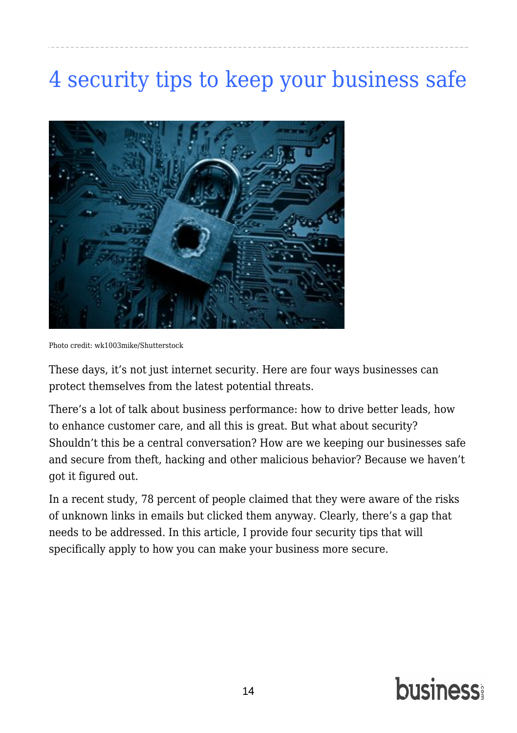# 4 security tips to keep your business safe

Photo credit: wk1003mike/Shutterstock

These days, it's not just internet security. Here are four ways businesses can protect themselves from the latest potential threats.

There's a lot of talk about business performance: how to drive better leads, how to enhance customer care, and all this is great. But what about security? Shouldn't this be a central conversation? How are we keeping our businesses safe and secure from theft, hacking and other malicious behavior? Because we haven't got it figured out.

In a recent study, 78 percent of people claimed that they were aware of the risks of unknown links in emails but clicked them anyway. Clearly, there's a gap that needs to be addressed. In this article, I provide four security tips that will specifically apply to how you can make your business more secure.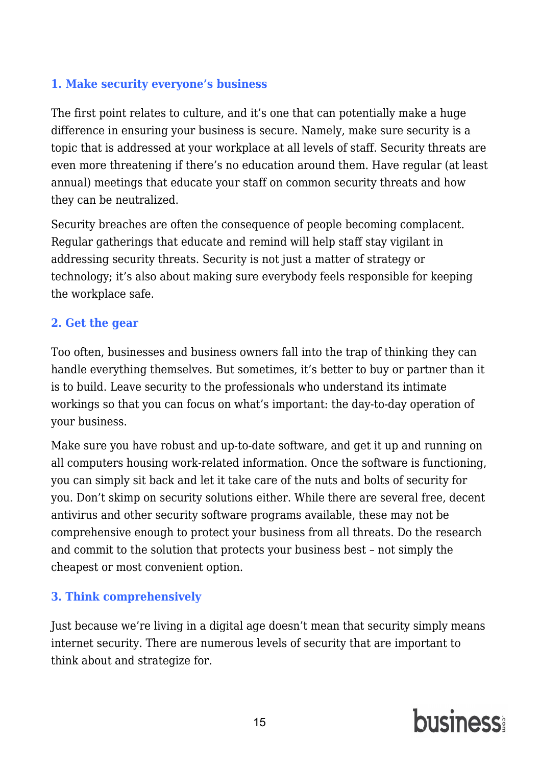### 1. Make security everyone's business

The first point relates to culture, and it's one that can potentially make a huge difference in ensuring your business is secure. Namely, make sure security is a topic that is addressed at your workplace at all levels of staff. Security threats are even more threatening if there's no education around them. Have regular (at least annual) meetings that educate your staff on common security threats and how they can be neutralized.

Security breaches are often the consequence of people becoming complacent. Regular gatherings that educate and remind will help staff stay vigilant in addressing security threats. Security is not just a matter of strategy or technology; it's also about making sure everybody feels responsible for keeping the workplace safe.

### 2. Get the gear

Too often, businesses and business owners fall into the trap of thinking they can handle everything themselves. But sometimes, it's better to buy or partner than it is to build. Leave security to the professionals who understand its intimate workings so that you can focus on what's important: the day-to-day operation of your business.

Make sure you have robust and up-to-date software, and get it up and running on all computers housing work-related information. Once the software is functioning, you can simply sit back and let it take care of the nuts and bolts of security for you. Don't skimp on security solutions either. While there are several free, decent antivirus and other security software programs available, these may not be comprehensive enough to protect your business from all threats. Do the research and commit to the solution that protects your business best – not simply the cheapest or most convenient option.

### 3. Think comprehensively

Just because we're living in a digital age doesn't mean that security simply means internet security. There are numerous levels of security that are important to think about and strategize for.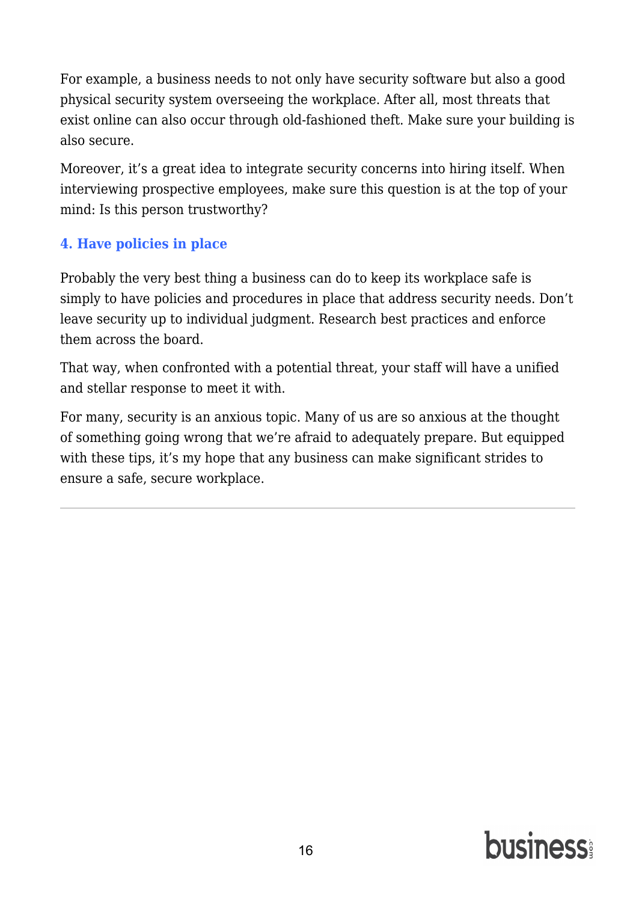For example, a business needs to not only have security software but also a good physical security system overseeing the workplace. After all, most threats that exist online can also occur through old-fashioned theft. Make sure your building is also secure.

Moreover, it's a great idea to integrate security concerns into hiring itself. When interviewing prospective employees, make sure this question is at the top of your mind: Is this person trustworthy?

### 4. Have policies in place

Probably the very best thing a business can do to keep its workplace safe is simply to have policies and procedures in place that address security needs. Don't leave security up to individual judgment. Research best practices and enforce them across the board.

That way, when confronted with a potential threat, your staff will have a unified and stellar response to meet it with.

For many, security is an anxious topic. Many of us are so anxious at the thought of something going wrong that we're afraid to adequately prepare. But equipped with these tips, it's my hope that any business can make significant strides to ensure a safe, secure workplace.

---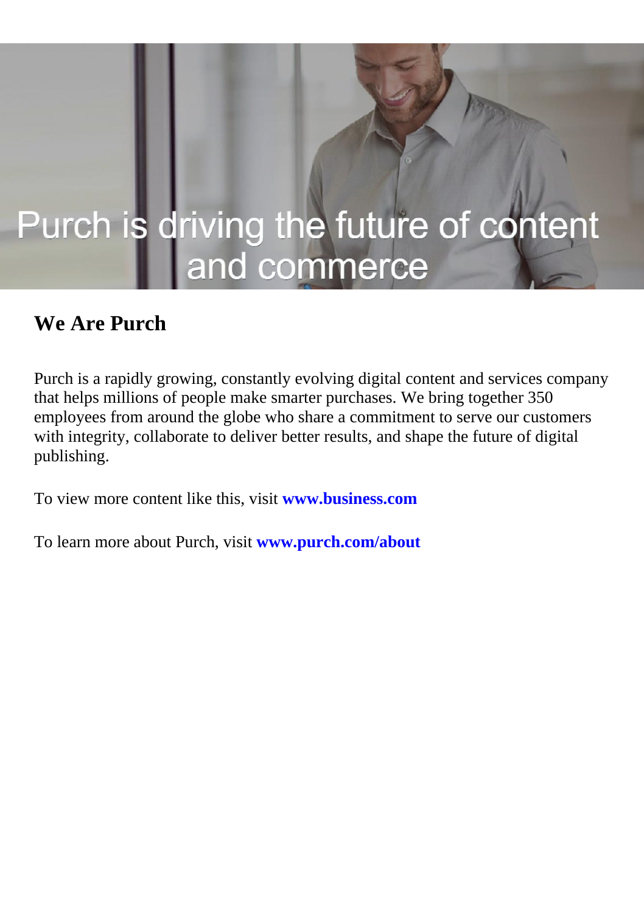Purch is driving the future of content and commerce

## We Are Purch

Purch is a rapidly growing, constantly evolving digital content and services company that helps millions of people make smarter purchases. We bring together 350 employees from around the globe who share a commitment to serve our customers with integrity, collaborate to deliver better results, and shape the future of digital publishing.

To view more content like this, visit **www.business.com**

To learn more about Purch, visit **www.purch.com/about**